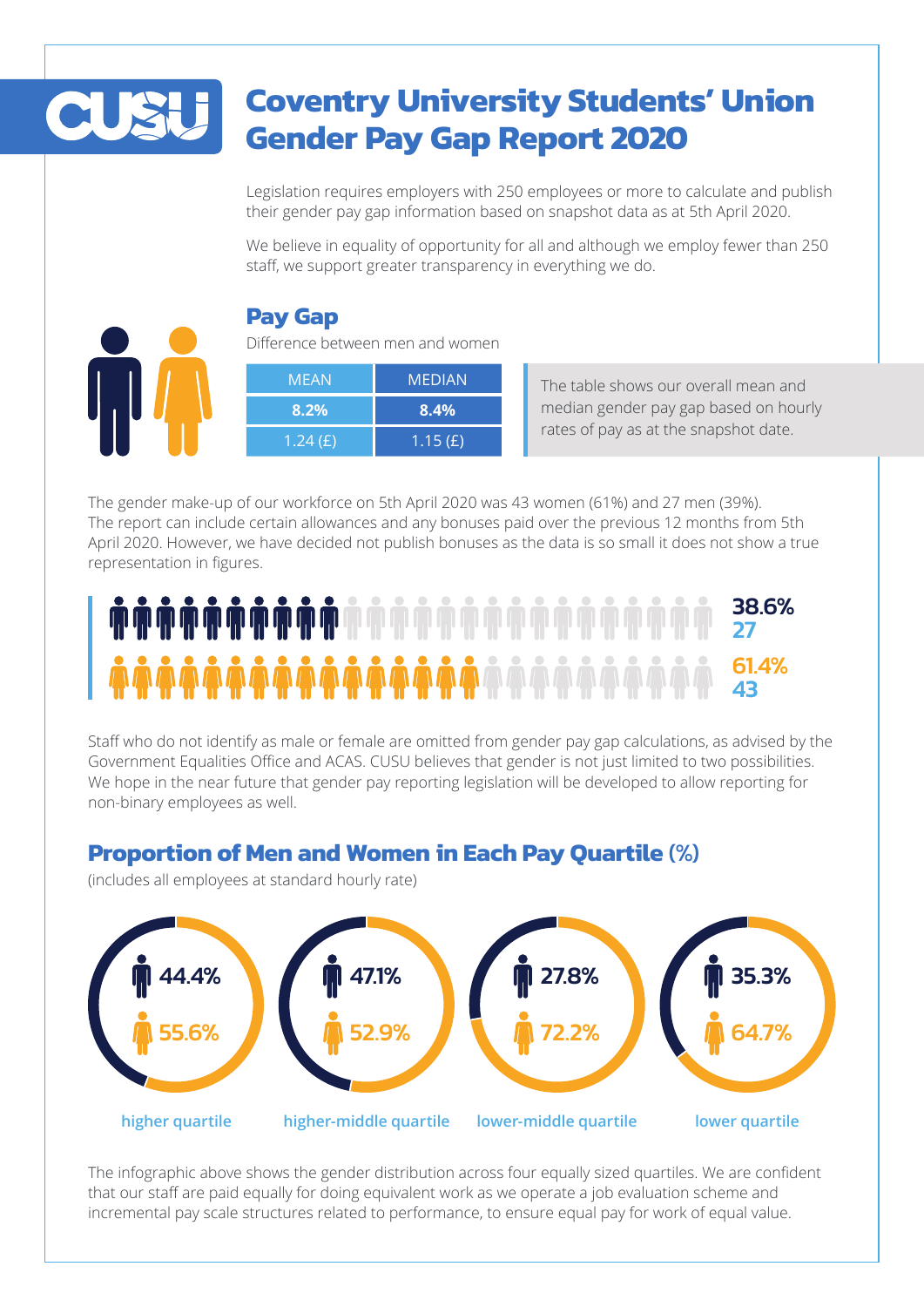# Coventry University Students' Union Gender Pay Gap Report 2020

Legislation requires employers with 250 employees or more to calculate and publish their gender pay gap information based on snapshot data as at 5th April 2020.

We believe in equality of opportunity for all and although we employ fewer than 250 staff, we support greater transparency in everything we do.

## Pay Gap

Difference between men and women

| MEAN | MEDIAN |
|---|---|
| **8.2%** | **8.4%** |
| 1.24 (£) | 1.15 (£) |

The table shows our overall mean and median gender pay gap based on hourly rates of pay as at the snapshot date.

The gender make-up of our workforce on 5th April 2020 was 43 women (61%) and 27 men (39%). The report can include certain allowances and any bonuses paid over the previous 12 months from 5th April 2020. However, we have decided not publish bonuses as the data is so small it does not show a true representation in figures.

38.6%
27

61.4%
43

Staff who do not identify as male or female are omitted from gender pay gap calculations, as advised by the Government Equalities Office and ACAS. CUSU believes that gender is not just limited to two possibilities. We hope in the near future that gender pay reporting legislation will be developed to allow reporting for non-binary employees as well.

## Proportion of Men and Women in Each Pay Quartile (%)

(includes all employees at standard hourly rate)

| | higher quartile | higher-middle quartile | lower-middle quartile | lower quartile |
|---|---|---|---|---|
| Men | 44.4% | 47.1% | 27.8% | 35.3% |
| Women | 55.6% | 52.9% | 72.2% | 64.7% |

The infographic above shows the gender distribution across four equally sized quartiles. We are confident that our staff are paid equally for doing equivalent work as we operate a job evaluation scheme and incremental pay scale structures related to performance, to ensure equal pay for work of equal value.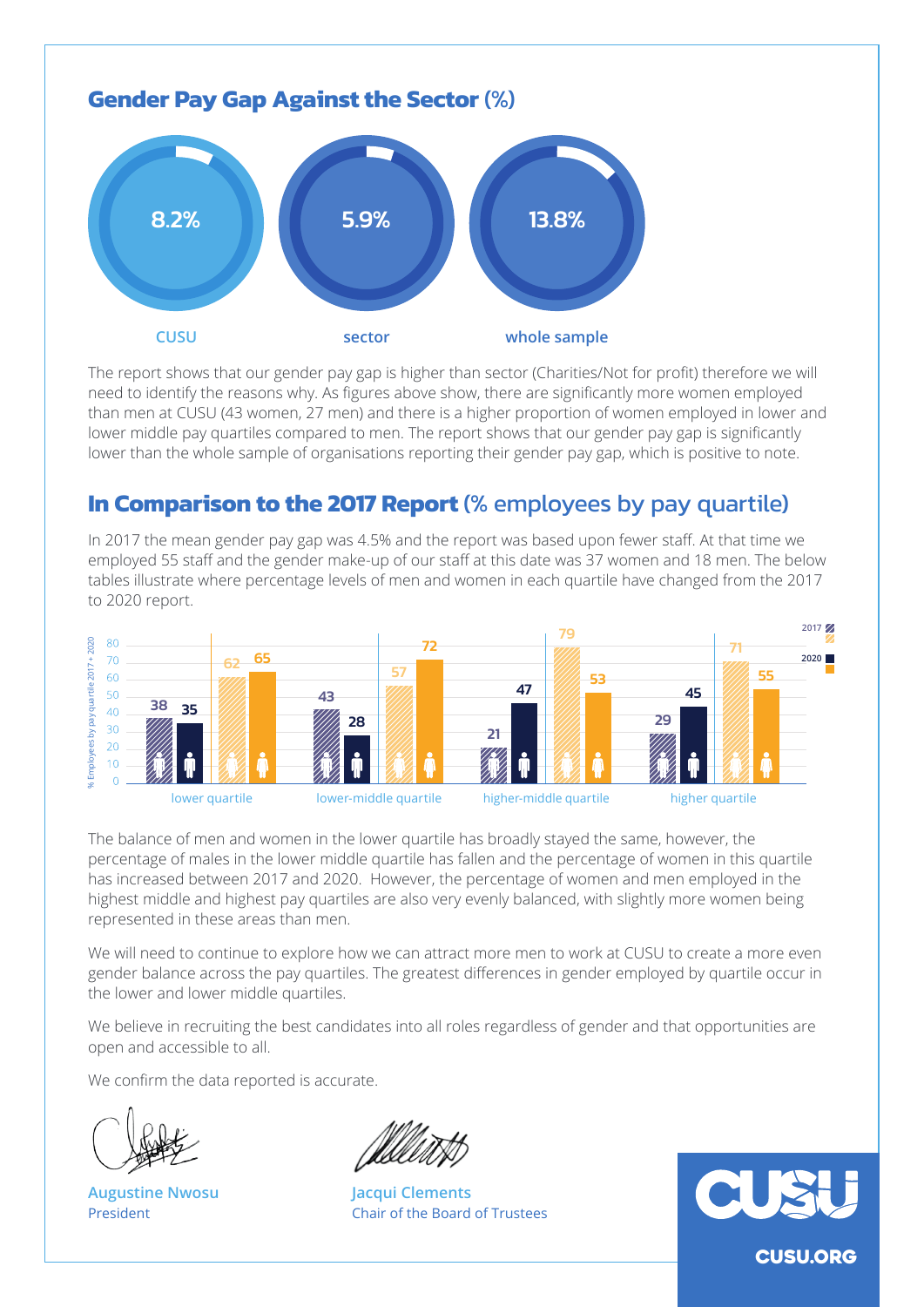## **Gender Pay Gap Against the Sector** (%)

8.2%
CUSU

5.9%
sector

13.8%
whole sample

The report shows that our gender pay gap is higher than sector (Charities/Not for profit) therefore we will need to identify the reasons why. As figures above show, there are significantly more women employed than men at CUSU (43 women, 27 men) and there is a higher proportion of women employed in lower and lower middle pay quartiles compared to men. The report shows that our gender pay gap is significantly lower than the whole sample of organisations reporting their gender pay gap, which is positive to note.

## **In Comparison to the 2017 Report** (% employees by pay quartile)

In 2017 the mean gender pay gap was 4.5% and the report was based upon fewer staff. At that time we employed 55 staff and the gender make-up of our staff at this date was 37 women and 18 men. The below tables illustrate where percentage levels of men and women in each quartile have changed from the 2017 to 2020 report.

% Employees by pay quartile 2017 + 2020

2017
2020

0
10
20
30
40
50
60
70
80

lower quartile: 38, 35, 62, 65
lower-middle quartile: 43, 28, 57, 72
higher-middle quartile: 21, 47, 79, 53
higher quartile: 29, 45, 71, 55

The balance of men and women in the lower quartile has broadly stayed the same, however, the percentage of males in the lower middle quartile has fallen and the percentage of women in this quartile has increased between 2017 and 2020. However, the percentage of women and men employed in the highest middle and highest pay quartiles are also very evenly balanced, with slightly more women being represented in these areas than men.

We will need to continue to explore how we can attract more men to work at CUSU to create a more even gender balance across the pay quartiles. The greatest differences in gender employed by quartile occur in the lower and lower middle quartiles.

We believe in recruiting the best candidates into all roles regardless of gender and that opportunities are open and accessible to all.

We confirm the data reported is accurate.

Augustine Nwosu
President

Jacqui Clements
Chair of the Board of Trustees

CUSU
CUSU.ORG